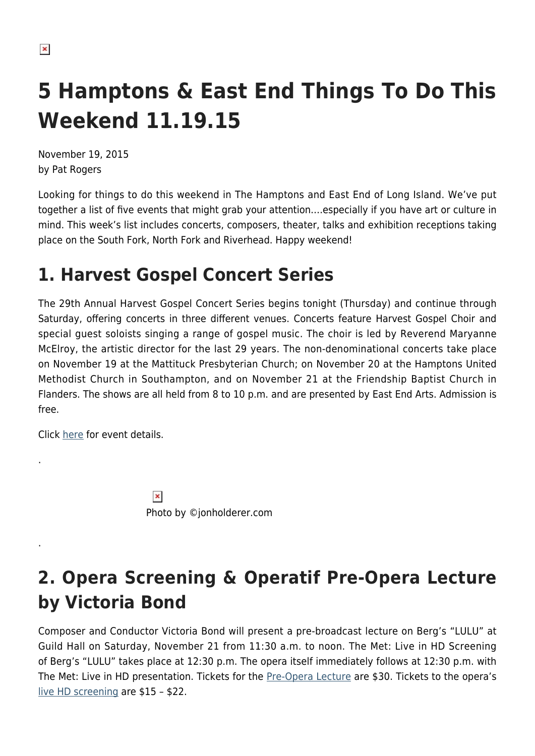# 5 Hamptons & East End Things To Do This Weekend 11.19.15

November 19, 2015
by Pat Rogers

Looking for things to do this weekend in The Hamptons and East End of Long Island. We've put together a list of five events that might grab your attention….especially if you have art or culture in mind. This week's list includes concerts, composers, theater, talks and exhibition receptions taking place on the South Fork, North Fork and Riverhead. Happy weekend!

## 1. Harvest Gospel Concert Series

The 29th Annual Harvest Gospel Concert Series begins tonight (Thursday) and continue through Saturday, offering concerts in three different venues. Concerts feature Harvest Gospel Choir and special guest soloists singing a range of gospel music. The choir is led by Reverend Maryanne McElroy, the artistic director for the last 29 years. The non-denominational concerts take place on November 19 at the Mattituck Presbyterian Church; on November 20 at the Hamptons United Methodist Church in Southampton, and on November 21 at the Friendship Baptist Church in Flanders. The shows are all held from 8 to 10 p.m. and are presented by East End Arts. Admission is free.

Click here for event details.

.

Photo by ©jonholderer.com

.

## 2. Opera Screening & Operatif Pre-Opera Lecture by Victoria Bond

Composer and Conductor Victoria Bond will present a pre-broadcast lecture on Berg's "LULU" at Guild Hall on Saturday, November 21 from 11:30 a.m. to noon. The Met: Live in HD Screening of Berg's "LULU" takes place at 12:30 p.m. The opera itself immediately follows at 12:30 p.m. with The Met: Live in HD presentation. Tickets for the Pre-Opera Lecture are $30. Tickets to the opera's live HD screening are $15 – $22.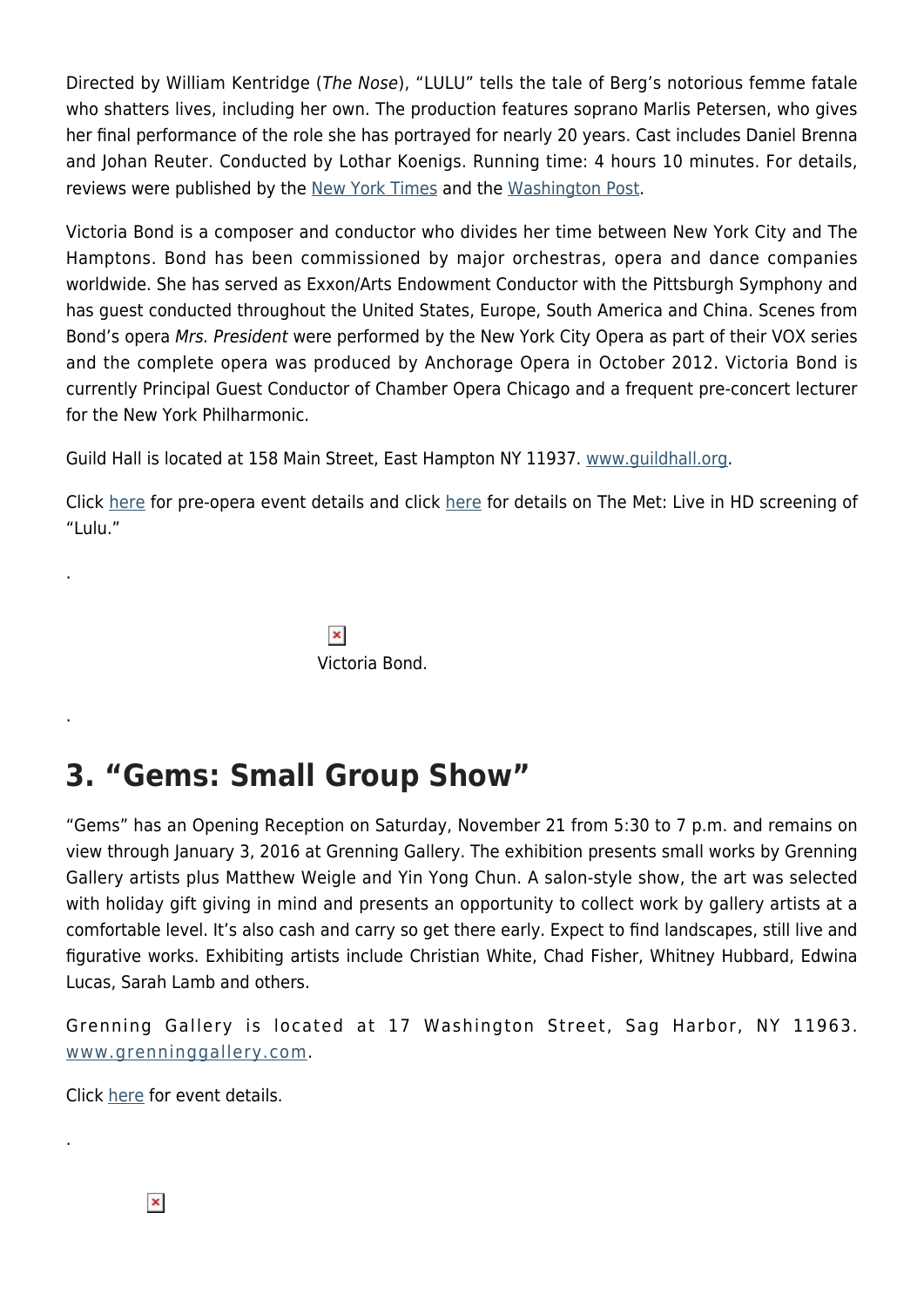Directed by William Kentridge (*The Nose*), "LULU" tells the tale of Berg's notorious femme fatale who shatters lives, including her own. The production features soprano Marlis Petersen, who gives her final performance of the role she has portrayed for nearly 20 years. Cast includes Daniel Brenna and Johan Reuter. Conducted by Lothar Koenigs. Running time: 4 hours 10 minutes. For details, reviews were published by the New York Times and the Washington Post.

Victoria Bond is a composer and conductor who divides her time between New York City and The Hamptons. Bond has been commissioned by major orchestras, opera and dance companies worldwide. She has served as Exxon/Arts Endowment Conductor with the Pittsburgh Symphony and has guest conducted throughout the United States, Europe, South America and China. Scenes from Bond's opera *Mrs. President* were performed by the New York City Opera as part of their VOX series and the complete opera was produced by Anchorage Opera in October 2012. Victoria Bond is currently Principal Guest Conductor of Chamber Opera Chicago and a frequent pre-concert lecturer for the New York Philharmonic.

Guild Hall is located at 158 Main Street, East Hampton NY 11937. www.guildhall.org.

Click here for pre-opera event details and click here for details on The Met: Live in HD screening of "Lulu."

.

Victoria Bond.

.

## 3. "Gems: Small Group Show"

"Gems" has an Opening Reception on Saturday, November 21 from 5:30 to 7 p.m. and remains on view through January 3, 2016 at Grenning Gallery. The exhibition presents small works by Grenning Gallery artists plus Matthew Weigle and Yin Yong Chun. A salon-style show, the art was selected with holiday gift giving in mind and presents an opportunity to collect work by gallery artists at a comfortable level. It's also cash and carry so get there early. Expect to find landscapes, still live and figurative works. Exhibiting artists include Christian White, Chad Fisher, Whitney Hubbard, Edwina Lucas, Sarah Lamb and others.

Grenning Gallery is located at 17 Washington Street, Sag Harbor, NY 11963. www.grenninggallery.com.

Click here for event details.

.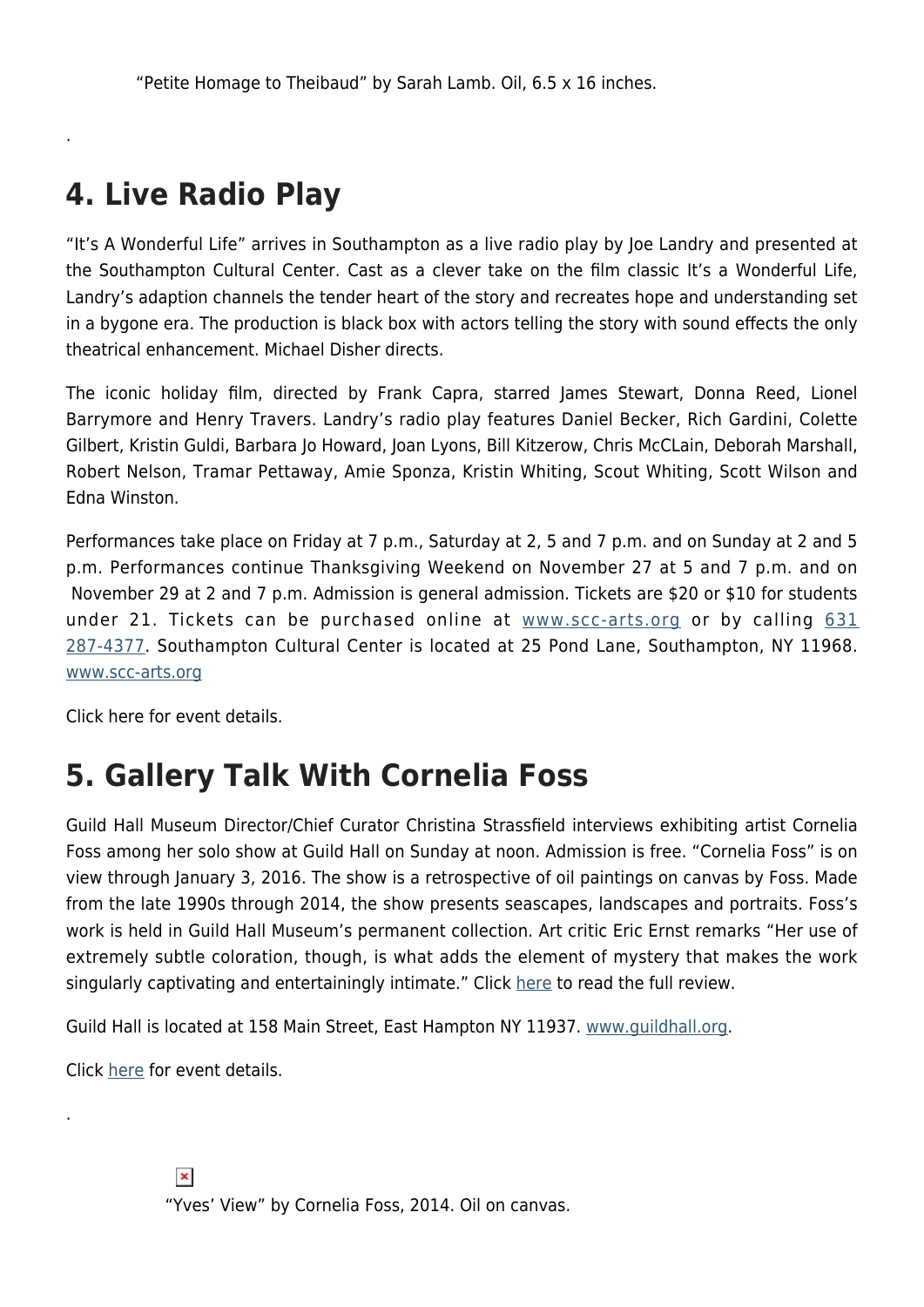"Petite Homage to Theibaud" by Sarah Lamb. Oil, 6.5 x 16 inches.

.

## 4. Live Radio Play

"It's A Wonderful Life" arrives in Southampton as a live radio play by Joe Landry and presented at the Southampton Cultural Center. Cast as a clever take on the film classic It's a Wonderful Life, Landry's adaption channels the tender heart of the story and recreates hope and understanding set in a bygone era. The production is black box with actors telling the story with sound effects the only theatrical enhancement. Michael Disher directs.

The iconic holiday film, directed by Frank Capra, starred James Stewart, Donna Reed, Lionel Barrymore and Henry Travers. Landry's radio play features Daniel Becker, Rich Gardini, Colette Gilbert, Kristin Guldi, Barbara Jo Howard, Joan Lyons, Bill Kitzerow, Chris McClain, Deborah Marshall, Robert Nelson, Tramar Pettaway, Amie Sponza, Kristin Whiting, Scout Whiting, Scott Wilson and Edna Winston.

Performances take place on Friday at 7 p.m., Saturday at 2, 5 and 7 p.m. and on Sunday at 2 and 5 p.m. Performances continue Thanksgiving Weekend on November 27 at 5 and 7 p.m. and on November 29 at 2 and 7 p.m. Admission is general admission. Tickets are $20 or $10 for students under 21. Tickets can be purchased online at www.scc-arts.org or by calling 631 287-4377. Southampton Cultural Center is located at 25 Pond Lane, Southampton, NY 11968. www.scc-arts.org

Click here for event details.

## 5. Gallery Talk With Cornelia Foss

Guild Hall Museum Director/Chief Curator Christina Strassfield interviews exhibiting artist Cornelia Foss among her solo show at Guild Hall on Sunday at noon. Admission is free. "Cornelia Foss" is on view through January 3, 2016. The show is a retrospective of oil paintings on canvas by Foss. Made from the late 1990s through 2014, the show presents seascapes, landscapes and portraits. Foss's work is held in Guild Hall Museum's permanent collection. Art critic Eric Ernst remarks "Her use of extremely subtle coloration, though, is what adds the element of mystery that makes the work singularly captivating and entertainingly intimate." Click here to read the full review.

Guild Hall is located at 158 Main Street, East Hampton NY 11937. www.guildhall.org.

Click here for event details.

.

"Yves' View" by Cornelia Foss, 2014. Oil on canvas.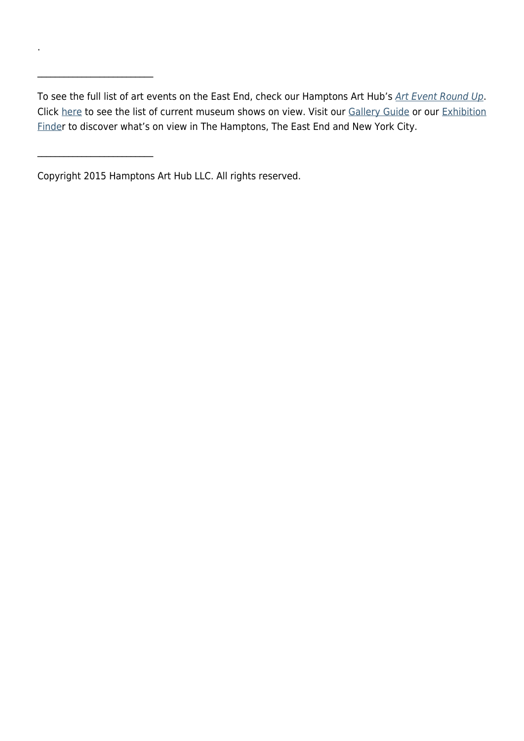.

---

To see the full list of art events on the East End, check our Hamptons Art Hub's *Art Event Round Up*. Click here to see the list of current museum shows on view. Visit our Gallery Guide or our Exhibition Finder to discover what's on view in The Hamptons, The East End and New York City.

---

Copyright 2015 Hamptons Art Hub LLC. All rights reserved.